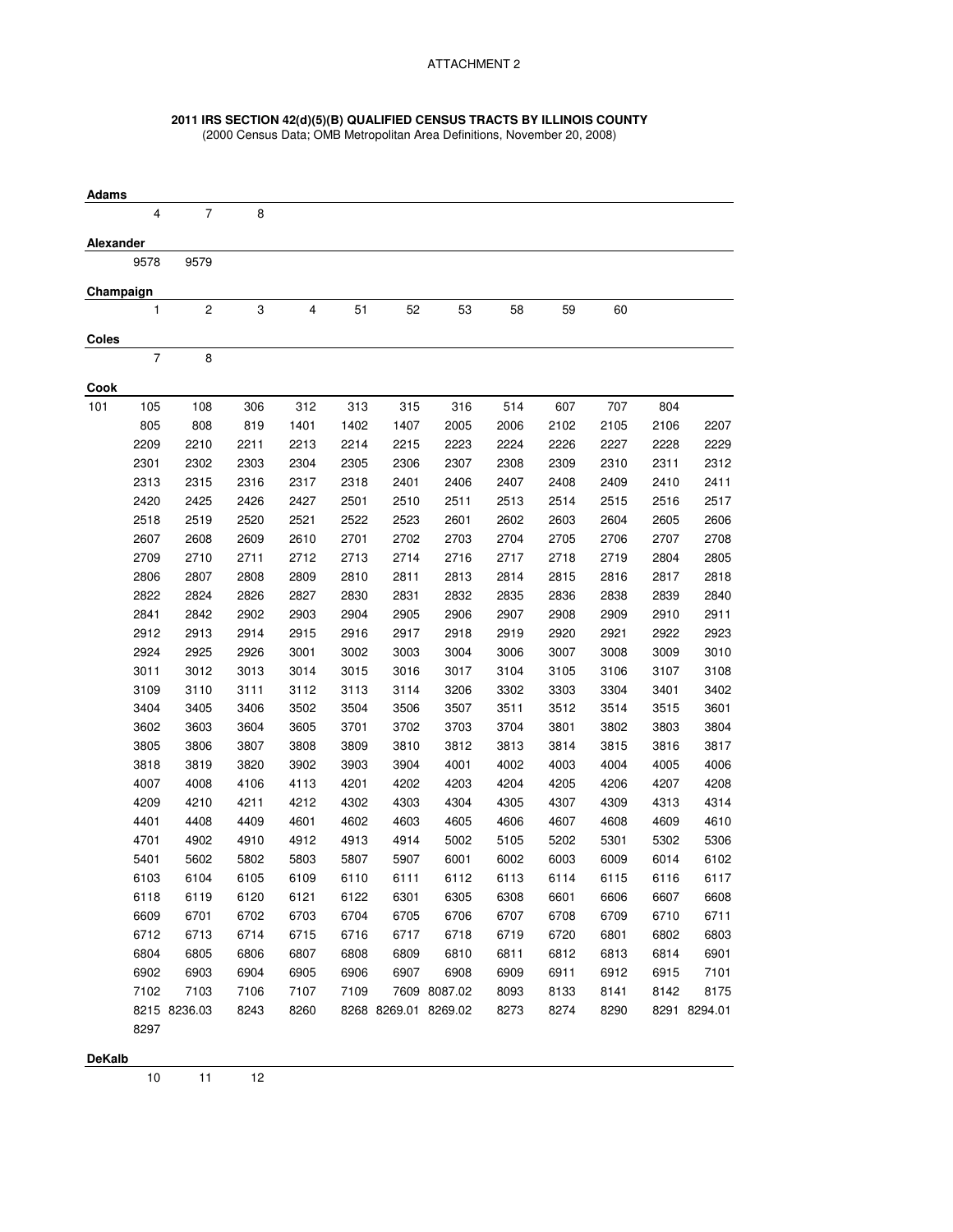ATTACHMENT 2

**2011 IRS SECTION 42(d)(5)(B) QUALIFIED CENSUS TRACTS BY ILLINOIS COUNTY**
(2000 Census Data; OMB Metropolitan Area Definitions, November 20, 2008)

**Adams**

| | | | | | | | | | | | |
|---|---|---|---|---|---|---|---|---|---|---|---|
| 4 | 7 | 8 | | | | | | | | | |

**Alexander**

| | | | | | | | | | | | |
|---|---|---|---|---|---|---|---|---|---|---|---|
| 9578 | 9579 | | | | | | | | | | |

**Champaign**

| | | | | | | | | | | | |
|---|---|---|---|---|---|---|---|---|---|---|---|
| 1 | 2 | 3 | 4 | 51 | 52 | 53 | 58 | 59 | 60 | | |

**Coles**

| | | | | | | | | | | | |
|---|---|---|---|---|---|---|---|---|---|---|---|
| 7 | 8 | | | | | | | | | | |

**Cook**

| | | | | | | | | | | | |
|---|---|---|---|---|---|---|---|---|---|---|---|
| 101 | 105 | 108 | 306 | 312 | 313 | 315 | 316 | 514 | 607 | 707 | 804 |
| 805 | 808 | 819 | 1401 | 1402 | 1407 | 2005 | 2006 | 2102 | 2105 | 2106 | 2207 |
| 2209 | 2210 | 2211 | 2213 | 2214 | 2215 | 2223 | 2224 | 2226 | 2227 | 2228 | 2229 |
| 2301 | 2302 | 2303 | 2304 | 2305 | 2306 | 2307 | 2308 | 2309 | 2310 | 2311 | 2312 |
| 2313 | 2315 | 2316 | 2317 | 2318 | 2401 | 2406 | 2407 | 2408 | 2409 | 2410 | 2411 |
| 2420 | 2425 | 2426 | 2427 | 2501 | 2510 | 2511 | 2513 | 2514 | 2515 | 2516 | 2517 |
| 2518 | 2519 | 2520 | 2521 | 2522 | 2523 | 2601 | 2602 | 2603 | 2604 | 2605 | 2606 |
| 2607 | 2608 | 2609 | 2610 | 2701 | 2702 | 2703 | 2704 | 2705 | 2706 | 2707 | 2708 |
| 2709 | 2710 | 2711 | 2712 | 2713 | 2714 | 2716 | 2717 | 2718 | 2719 | 2804 | 2805 |
| 2806 | 2807 | 2808 | 2809 | 2810 | 2811 | 2813 | 2814 | 2815 | 2816 | 2817 | 2818 |
| 2822 | 2824 | 2826 | 2827 | 2830 | 2831 | 2832 | 2835 | 2836 | 2838 | 2839 | 2840 |
| 2841 | 2842 | 2902 | 2903 | 2904 | 2905 | 2906 | 2907 | 2908 | 2909 | 2910 | 2911 |
| 2912 | 2913 | 2914 | 2915 | 2916 | 2917 | 2918 | 2919 | 2920 | 2921 | 2922 | 2923 |
| 2924 | 2925 | 2926 | 3001 | 3002 | 3003 | 3004 | 3006 | 3007 | 3008 | 3009 | 3010 |
| 3011 | 3012 | 3013 | 3014 | 3015 | 3016 | 3017 | 3104 | 3105 | 3106 | 3107 | 3108 |
| 3109 | 3110 | 3111 | 3112 | 3113 | 3114 | 3206 | 3302 | 3303 | 3304 | 3401 | 3402 |
| 3404 | 3405 | 3406 | 3502 | 3504 | 3506 | 3507 | 3511 | 3512 | 3514 | 3515 | 3601 |
| 3602 | 3603 | 3604 | 3605 | 3701 | 3702 | 3703 | 3704 | 3801 | 3802 | 3803 | 3804 |
| 3805 | 3806 | 3807 | 3808 | 3809 | 3810 | 3812 | 3813 | 3814 | 3815 | 3816 | 3817 |
| 3818 | 3819 | 3820 | 3902 | 3903 | 3904 | 4001 | 4002 | 4003 | 4004 | 4005 | 4006 |
| 4007 | 4008 | 4106 | 4113 | 4201 | 4202 | 4203 | 4204 | 4205 | 4206 | 4207 | 4208 |
| 4209 | 4210 | 4211 | 4212 | 4302 | 4303 | 4304 | 4305 | 4307 | 4309 | 4313 | 4314 |
| 4401 | 4408 | 4409 | 4601 | 4602 | 4603 | 4605 | 4606 | 4607 | 4608 | 4609 | 4610 |
| 4701 | 4902 | 4910 | 4912 | 4913 | 4914 | 5002 | 5105 | 5202 | 5301 | 5302 | 5306 |
| 5401 | 5602 | 5802 | 5803 | 5807 | 5907 | 6001 | 6002 | 6003 | 6009 | 6014 | 6102 |
| 6103 | 6104 | 6105 | 6109 | 6110 | 6111 | 6112 | 6113 | 6114 | 6115 | 6116 | 6117 |
| 6118 | 6119 | 6120 | 6121 | 6122 | 6301 | 6305 | 6308 | 6601 | 6606 | 6607 | 6608 |
| 6609 | 6701 | 6702 | 6703 | 6704 | 6705 | 6706 | 6707 | 6708 | 6709 | 6710 | 6711 |
| 6712 | 6713 | 6714 | 6715 | 6716 | 6717 | 6718 | 6719 | 6720 | 6801 | 6802 | 6803 |
| 6804 | 6805 | 6806 | 6807 | 6808 | 6809 | 6810 | 6811 | 6812 | 6813 | 6814 | 6901 |
| 6902 | 6903 | 6904 | 6905 | 6906 | 6907 | 6908 | 6909 | 6911 | 6912 | 6915 | 7101 |
| 7102 | 7103 | 7106 | 7107 | 7109 | 7609 | 8087.02 | 8093 | 8133 | 8141 | 8142 | 8175 |
| 8215 | 8236.03 | 8243 | 8260 | 8268 | 8269.01 | 8269.02 | 8273 | 8274 | 8290 | 8291 | 8294.01 |
| 8297 | | | | | | | | | | | |

**DeKalb**

| | | | | | | | | | | | |
|---|---|---|---|---|---|---|---|---|---|---|---|
| 10 | 11 | 12 | | | | | | | | | |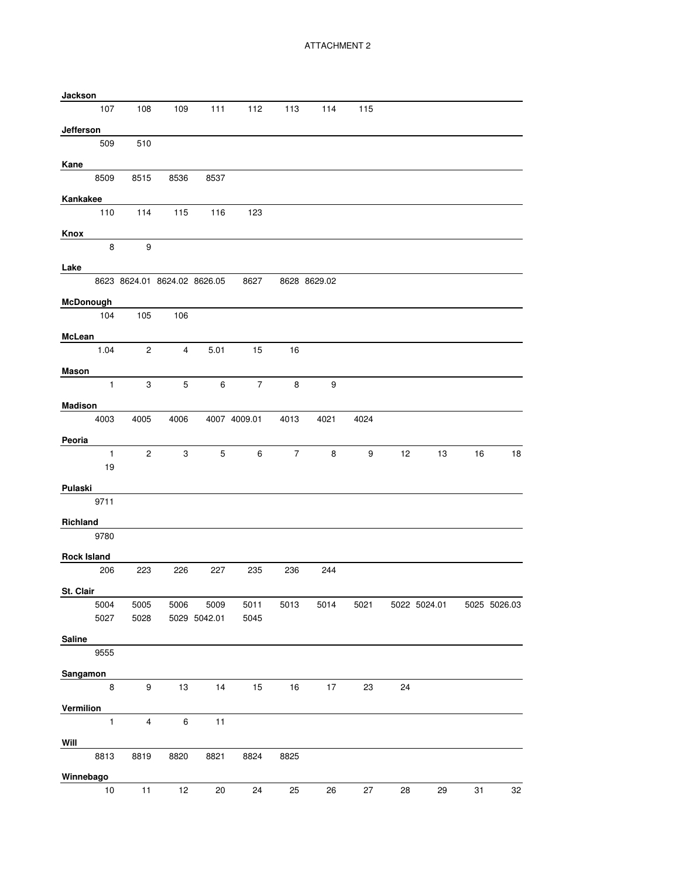ATTACHMENT 2

**Jackson**

| | | | | | | | |
|---|---|---|---|---|---|---|---|
| 107 | 108 | 109 | 111 | 112 | 113 | 114 | 115 |

**Jefferson**

| | |
|---|---|
| 509 | 510 |

**Kane**

| | | | |
|---|---|---|---|
| 8509 | 8515 | 8536 | 8537 |

**Kankakee**

| | | | | |
|---|---|---|---|---|
| 110 | 114 | 115 | 116 | 123 |

**Knox**

| | |
|---|---|
| 8 | 9 |

**Lake**

| | | | | | | |
|---|---|---|---|---|---|---|
| 8623 | 8624.01 | 8624.02 | 8626.05 | 8627 | 8628 | 8629.02 |

**McDonough**

| | | |
|---|---|---|
| 104 | 105 | 106 |

**McLean**

| | | | | | |
|---|---|---|---|---|---|
| 1.04 | 2 | 4 | 5.01 | 15 | 16 |

**Mason**

| | | | | | | |
|---|---|---|---|---|---|---|
| 1 | 3 | 5 | 6 | 7 | 8 | 9 |

**Madison**

| | | | | | | | |
|---|---|---|---|---|---|---|---|
| 4003 | 4005 | 4006 | 4007 | 4009.01 | 4013 | 4021 | 4024 |

**Peoria**

| | | | | | | | | | | | |
|---|---|---|---|---|---|---|---|---|---|---|---|
| 1 | 2 | 3 | 5 | 6 | 7 | 8 | 9 | 12 | 13 | 16 | 18 |
| 19 | | | | | | | | | | | |

**Pulaski**

| |
|---|
| 9711 |

**Richland**

| |
|---|
| 9780 |

**Rock Island**

| | | | | | | |
|---|---|---|---|---|---|---|
| 206 | 223 | 226 | 227 | 235 | 236 | 244 |

**St. Clair**

| | | | | | | | | | | | |
|---|---|---|---|---|---|---|---|---|---|---|---|
| 5004 | 5005 | 5006 | 5009 | 5011 | 5013 | 5014 | 5021 | 5022 | 5024.01 | 5025 | 5026.03 |
| 5027 | 5028 | 5029 | 5042.01 | 5045 | | | | | | | |

**Saline**

| |
|---|
| 9555 |

**Sangamon**

| | | | | | | | | |
|---|---|---|---|---|---|---|---|---|
| 8 | 9 | 13 | 14 | 15 | 16 | 17 | 23 | 24 |

**Vermilion**

| | | | |
|---|---|---|---|
| 1 | 4 | 6 | 11 |

**Will**

| | | | | | |
|---|---|---|---|---|---|
| 8813 | 8819 | 8820 | 8821 | 8824 | 8825 |

**Winnebago**

| | | | | | | | | | | | |
|---|---|---|---|---|---|---|---|---|---|---|---|
| 10 | 11 | 12 | 20 | 24 | 25 | 26 | 27 | 28 | 29 | 31 | 32 |